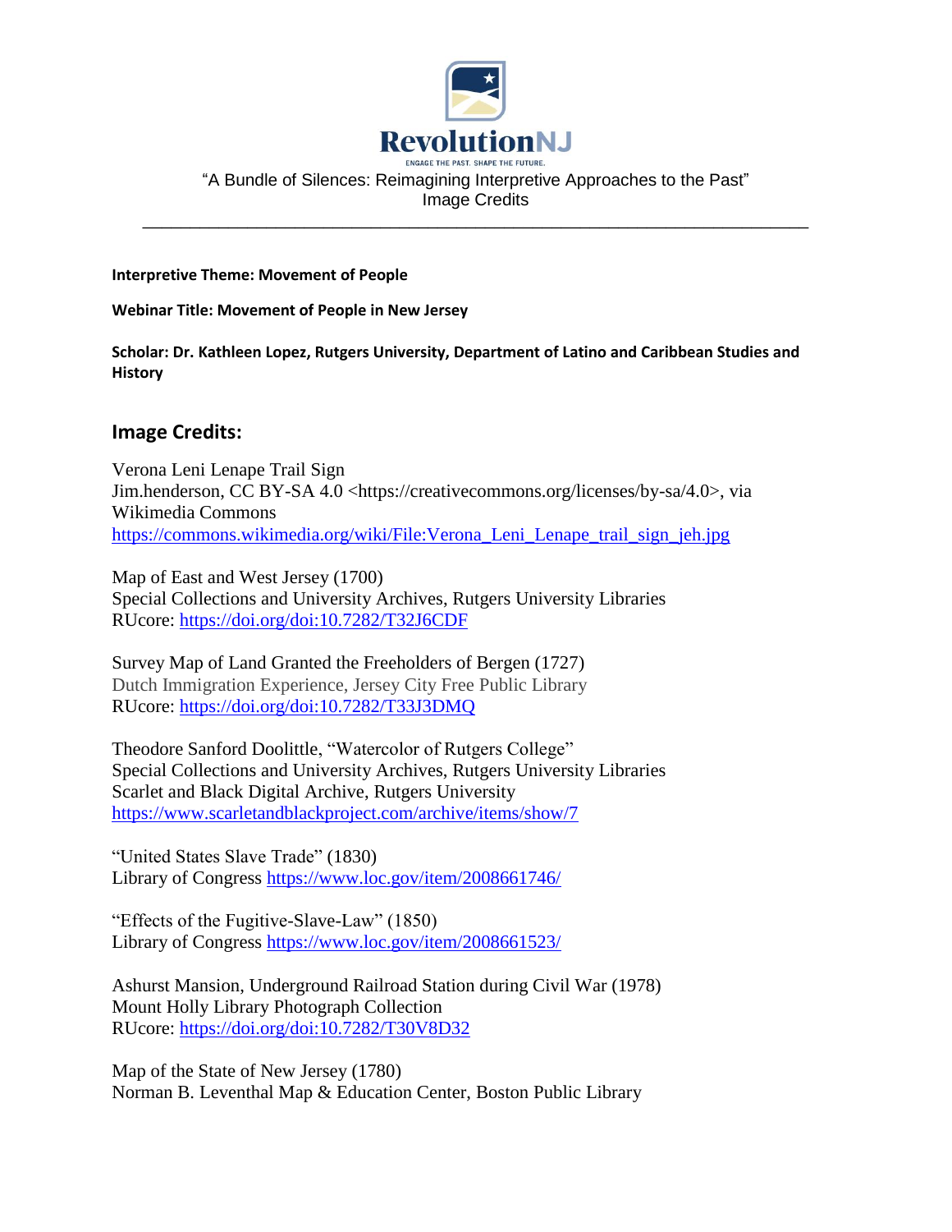RevolutionNJ

ENGAGE THE PAST. SHAPE THE FUTURE.

"A Bundle of Silences: Reimagining Interpretive Approaches to the Past"
Image Credits

---

**Interpretive Theme: Movement of People**

**Webinar Title: Movement of People in New Jersey**

**Scholar: Dr. Kathleen Lopez, Rutgers University, Department of Latino and Caribbean Studies and History**

## Image Credits:

Verona Leni Lenape Trail Sign
Jim.henderson, CC BY-SA 4.0 <https://creativecommons.org/licenses/by-sa/4.0>, via Wikimedia Commons
https://commons.wikimedia.org/wiki/File:Verona_Leni_Lenape_trail_sign_jeh.jpg

Map of East and West Jersey (1700)
Special Collections and University Archives, Rutgers University Libraries
RUcore: https://doi.org/doi:10.7282/T32J6CDF

Survey Map of Land Granted the Freeholders of Bergen (1727)
Dutch Immigration Experience, Jersey City Free Public Library
RUcore: https://doi.org/doi:10.7282/T33J3DMQ

Theodore Sanford Doolittle, "Watercolor of Rutgers College"
Special Collections and University Archives, Rutgers University Libraries
Scarlet and Black Digital Archive, Rutgers University
https://www.scarletandblackproject.com/archive/items/show/7

"United States Slave Trade" (1830)
Library of Congress https://www.loc.gov/item/2008661746/

"Effects of the Fugitive-Slave-Law" (1850)
Library of Congress https://www.loc.gov/item/2008661523/

Ashurst Mansion, Underground Railroad Station during Civil War (1978)
Mount Holly Library Photograph Collection
RUcore: https://doi.org/doi:10.7282/T30V8D32

Map of the State of New Jersey (1780)
Norman B. Leventhal Map & Education Center, Boston Public Library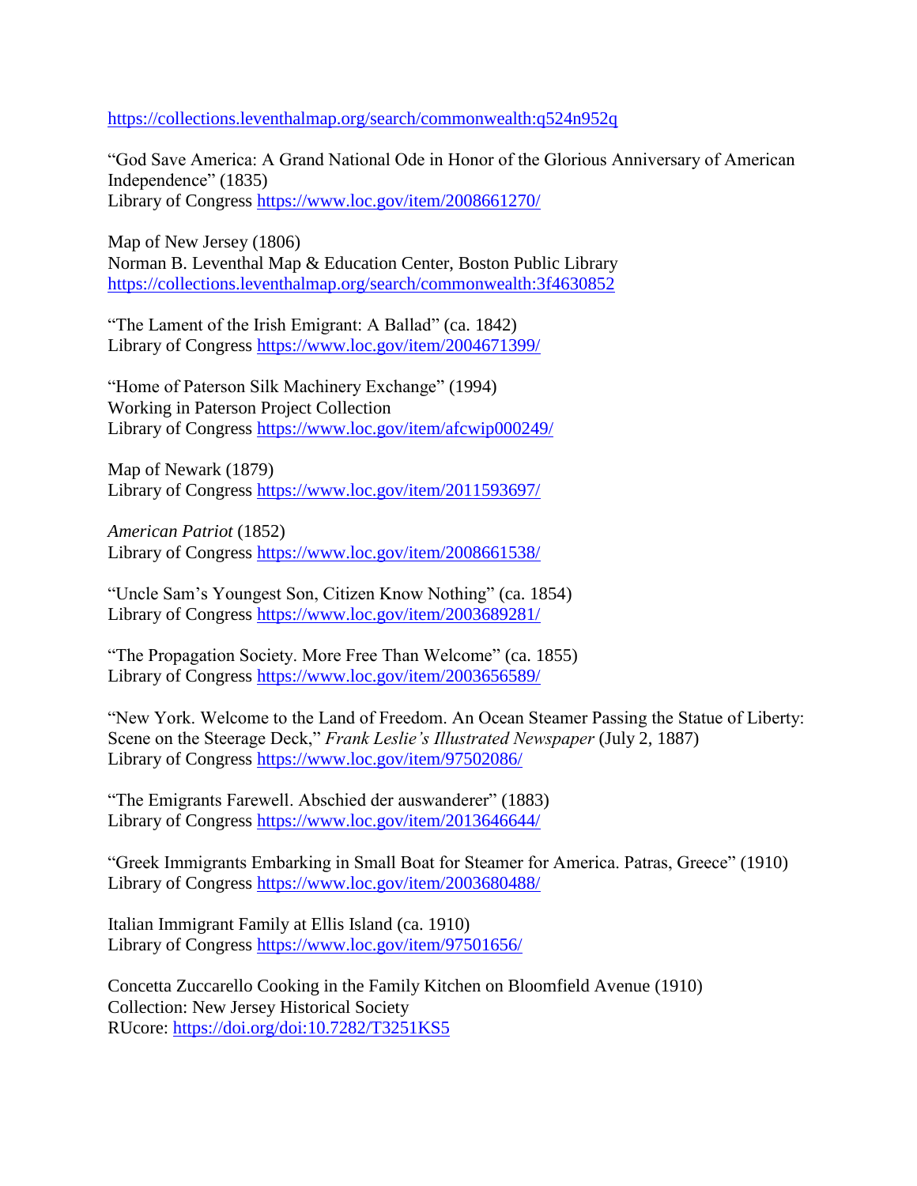https://collections.leventhalmap.org/search/commonwealth:q524n952q

"God Save America: A Grand National Ode in Honor of the Glorious Anniversary of American Independence" (1835)
Library of Congress https://www.loc.gov/item/2008661270/

Map of New Jersey (1806)
Norman B. Leventhal Map & Education Center, Boston Public Library
https://collections.leventhalmap.org/search/commonwealth:3f4630852

"The Lament of the Irish Emigrant: A Ballad" (ca. 1842)
Library of Congress https://www.loc.gov/item/2004671399/

"Home of Paterson Silk Machinery Exchange" (1994)
Working in Paterson Project Collection
Library of Congress https://www.loc.gov/item/afcwip000249/

Map of Newark (1879)
Library of Congress https://www.loc.gov/item/2011593697/

*American Patriot* (1852)
Library of Congress https://www.loc.gov/item/2008661538/

"Uncle Sam's Youngest Son, Citizen Know Nothing" (ca. 1854)
Library of Congress https://www.loc.gov/item/2003689281/

"The Propagation Society. More Free Than Welcome" (ca. 1855)
Library of Congress https://www.loc.gov/item/2003656589/

"New York. Welcome to the Land of Freedom. An Ocean Steamer Passing the Statue of Liberty: Scene on the Steerage Deck," *Frank Leslie's Illustrated Newspaper* (July 2, 1887)
Library of Congress https://www.loc.gov/item/97502086/

"The Emigrants Farewell. Abschied der auswanderer" (1883)
Library of Congress https://www.loc.gov/item/2013646644/

"Greek Immigrants Embarking in Small Boat for Steamer for America. Patras, Greece" (1910)
Library of Congress https://www.loc.gov/item/2003680488/

Italian Immigrant Family at Ellis Island (ca. 1910)
Library of Congress https://www.loc.gov/item/97501656/

Concetta Zuccarello Cooking in the Family Kitchen on Bloomfield Avenue (1910)
Collection: New Jersey Historical Society
RUcore: https://doi.org/doi:10.7282/T3251KS5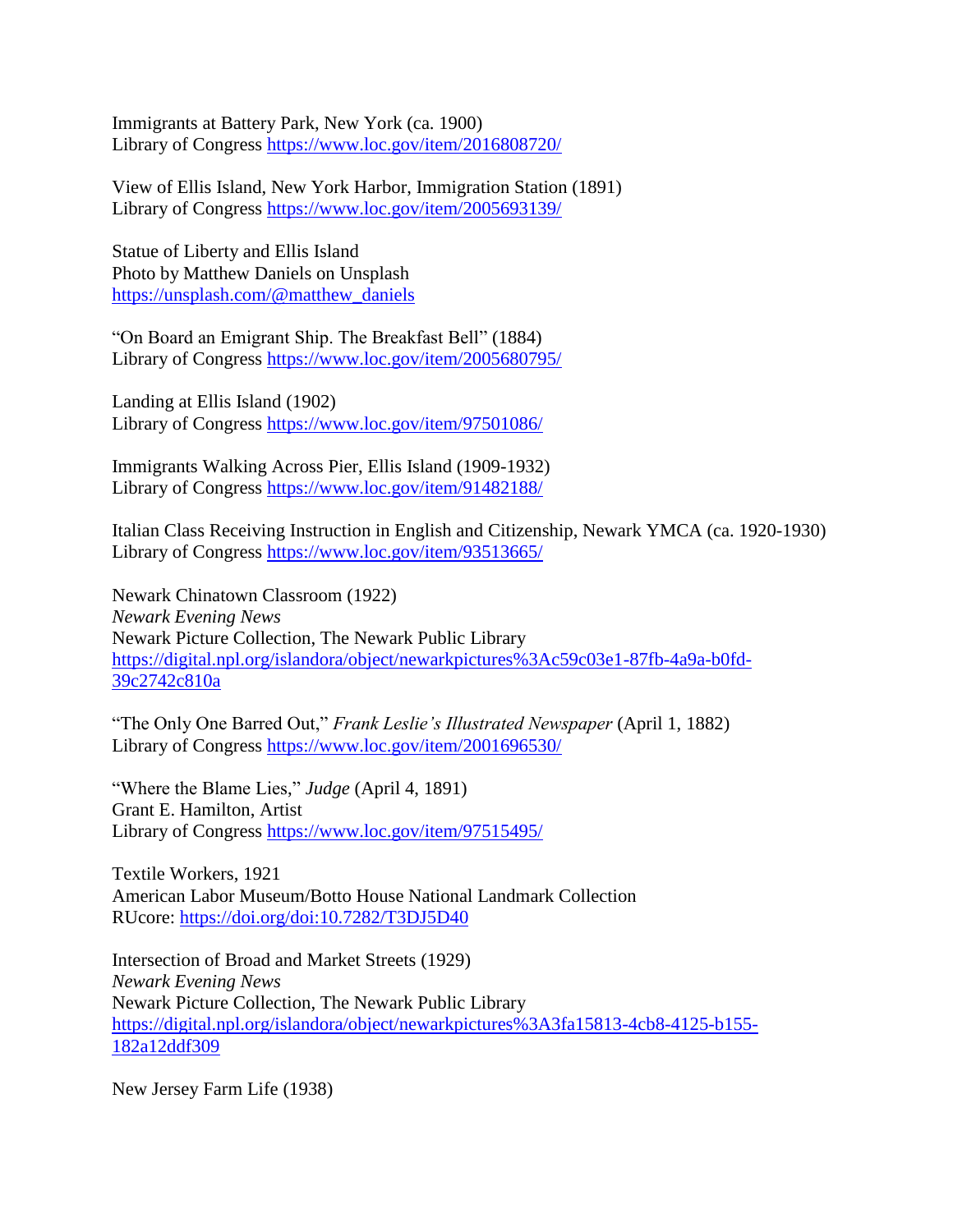Immigrants at Battery Park, New York (ca. 1900)
Library of Congress https://www.loc.gov/item/2016808720/

View of Ellis Island, New York Harbor, Immigration Station (1891)
Library of Congress https://www.loc.gov/item/2005693139/

Statue of Liberty and Ellis Island
Photo by Matthew Daniels on Unsplash
https://unsplash.com/@matthew_daniels

"On Board an Emigrant Ship. The Breakfast Bell" (1884)
Library of Congress https://www.loc.gov/item/2005680795/

Landing at Ellis Island (1902)
Library of Congress https://www.loc.gov/item/97501086/

Immigrants Walking Across Pier, Ellis Island (1909-1932)
Library of Congress https://www.loc.gov/item/91482188/

Italian Class Receiving Instruction in English and Citizenship, Newark YMCA (ca. 1920-1930)
Library of Congress https://www.loc.gov/item/93513665/

Newark Chinatown Classroom (1922)
*Newark Evening News*
Newark Picture Collection, The Newark Public Library
https://digital.npl.org/islandora/object/newarkpictures%3Ac59c03e1-87fb-4a9a-b0fd-39c2742c810a

"The Only One Barred Out," *Frank Leslie's Illustrated Newspaper* (April 1, 1882)
Library of Congress https://www.loc.gov/item/2001696530/

"Where the Blame Lies," *Judge* (April 4, 1891)
Grant E. Hamilton, Artist
Library of Congress https://www.loc.gov/item/97515495/

Textile Workers, 1921
American Labor Museum/Botto House National Landmark Collection
RUcore: https://doi.org/doi:10.7282/T3DJ5D40

Intersection of Broad and Market Streets (1929)
*Newark Evening News*
Newark Picture Collection, The Newark Public Library
https://digital.npl.org/islandora/object/newarkpictures%3A3fa15813-4cb8-4125-b155-182a12ddf309

New Jersey Farm Life (1938)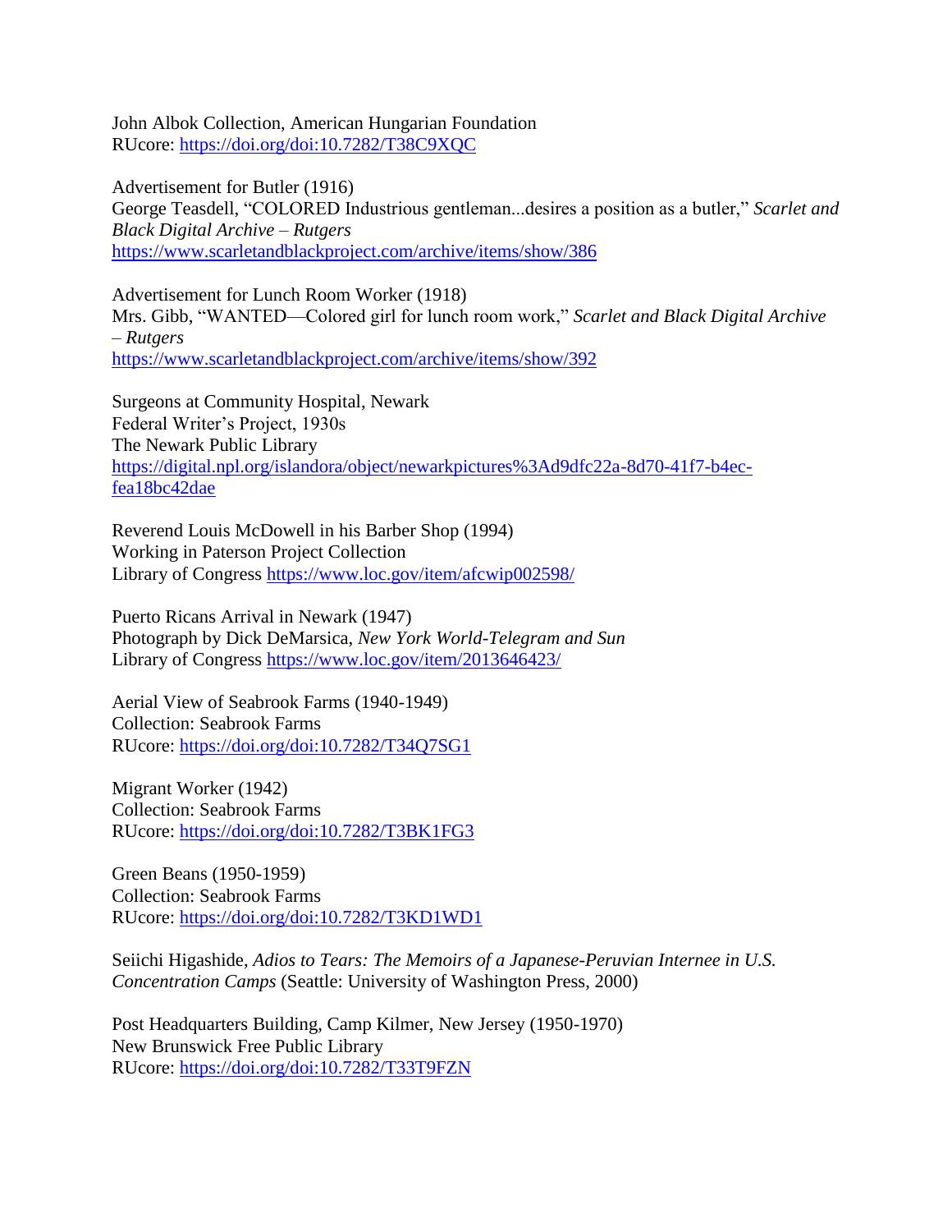John Albok Collection, American Hungarian Foundation
RUcore: [https://doi.org/doi:10.7282/T38C9XQC](https://doi.org/doi:10.7282/T38C9XQC)

Advertisement for Butler (1916)
George Teasdell, "COLORED Industrious gentleman...desires a position as a butler," *Scarlet and Black Digital Archive – Rutgers*
[https://www.scarletandblackproject.com/archive/items/show/386](https://www.scarletandblackproject.com/archive/items/show/386)

Advertisement for Lunch Room Worker (1918)
Mrs. Gibb, "WANTED—Colored girl for lunch room work," *Scarlet and Black Digital Archive – Rutgers*
[https://www.scarletandblackproject.com/archive/items/show/392](https://www.scarletandblackproject.com/archive/items/show/392)

Surgeons at Community Hospital, Newark
Federal Writer's Project, 1930s
The Newark Public Library
[https://digital.npl.org/islandora/object/newarkpictures%3Ad9dfc22a-8d70-41f7-b4ec-fea18bc42dae](https://digital.npl.org/islandora/object/newarkpictures%3Ad9dfc22a-8d70-41f7-b4ec-fea18bc42dae)

Reverend Louis McDowell in his Barber Shop (1994)
Working in Paterson Project Collection
Library of Congress [https://www.loc.gov/item/afcwip002598/](https://www.loc.gov/item/afcwip002598/)

Puerto Ricans Arrival in Newark (1947)
Photograph by Dick DeMarsica, *New York World-Telegram and Sun*
Library of Congress [https://www.loc.gov/item/2013646423/](https://www.loc.gov/item/2013646423/)

Aerial View of Seabrook Farms (1940-1949)
Collection: Seabrook Farms
RUcore: [https://doi.org/doi:10.7282/T34Q7SG1](https://doi.org/doi:10.7282/T34Q7SG1)

Migrant Worker (1942)
Collection: Seabrook Farms
RUcore: [https://doi.org/doi:10.7282/T3BK1FG3](https://doi.org/doi:10.7282/T3BK1FG3)

Green Beans (1950-1959)
Collection: Seabrook Farms
RUcore: [https://doi.org/doi:10.7282/T3KD1WD1](https://doi.org/doi:10.7282/T3KD1WD1)

Seiichi Higashide, *Adios to Tears: The Memoirs of a Japanese-Peruvian Internee in U.S. Concentration Camps* (Seattle: University of Washington Press, 2000)

Post Headquarters Building, Camp Kilmer, New Jersey (1950-1970)
New Brunswick Free Public Library
RUcore: [https://doi.org/doi:10.7282/T33T9FZN](https://doi.org/doi:10.7282/T33T9FZN)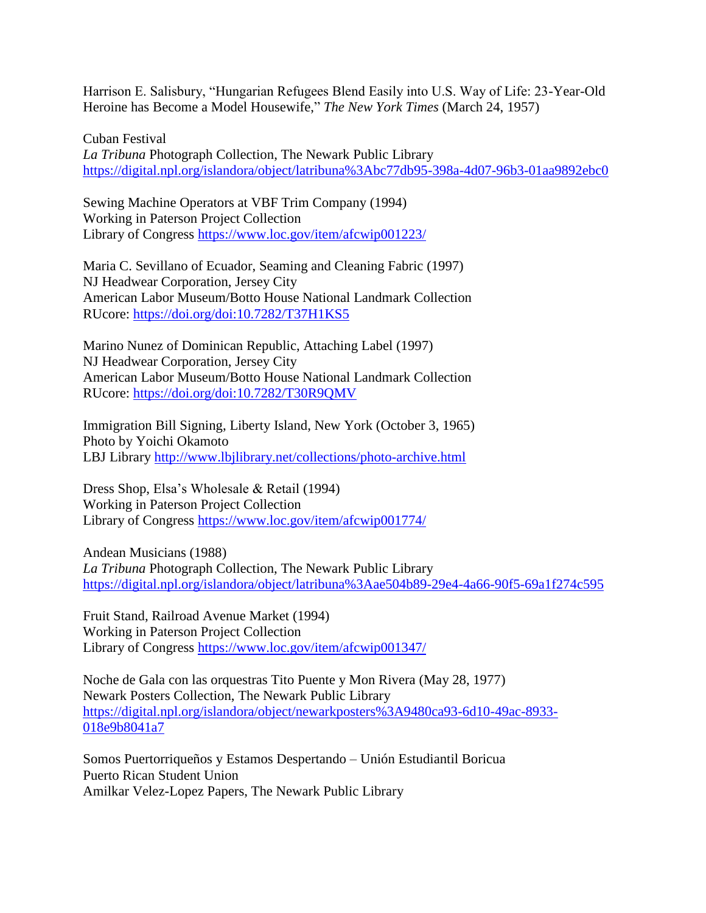Harrison E. Salisbury, "Hungarian Refugees Blend Easily into U.S. Way of Life: 23-Year-Old Heroine has Become a Model Housewife," *The New York Times* (March 24, 1957)

Cuban Festival
*La Tribuna* Photograph Collection, The Newark Public Library
https://digital.npl.org/islandora/object/latribuna%3Abc77db95-398a-4d07-96b3-01aa9892ebc0

Sewing Machine Operators at VBF Trim Company (1994)
Working in Paterson Project Collection
Library of Congress https://www.loc.gov/item/afcwip001223/

Maria C. Sevillano of Ecuador, Seaming and Cleaning Fabric (1997)
NJ Headwear Corporation, Jersey City
American Labor Museum/Botto House National Landmark Collection
RUcore: https://doi.org/doi:10.7282/T37H1KS5

Marino Nunez of Dominican Republic, Attaching Label (1997)
NJ Headwear Corporation, Jersey City
American Labor Museum/Botto House National Landmark Collection
RUcore: https://doi.org/doi:10.7282/T30R9QMV

Immigration Bill Signing, Liberty Island, New York (October 3, 1965)
Photo by Yoichi Okamoto
LBJ Library http://www.lbjlibrary.net/collections/photo-archive.html

Dress Shop, Elsa's Wholesale & Retail (1994)
Working in Paterson Project Collection
Library of Congress https://www.loc.gov/item/afcwip001774/

Andean Musicians (1988)
*La Tribuna* Photograph Collection, The Newark Public Library
https://digital.npl.org/islandora/object/latribuna%3Aae504b89-29e4-4a66-90f5-69a1f274c595

Fruit Stand, Railroad Avenue Market (1994)
Working in Paterson Project Collection
Library of Congress https://www.loc.gov/item/afcwip001347/

Noche de Gala con las orquestras Tito Puente y Mon Rivera (May 28, 1977)
Newark Posters Collection, The Newark Public Library
https://digital.npl.org/islandora/object/newarkposters%3A9480ca93-6d10-49ac-8933-018e9b8041a7

Somos Puertorriqueños y Estamos Despertando – Unión Estudiantil Boricua
Puerto Rican Student Union
Amilkar Velez-Lopez Papers, The Newark Public Library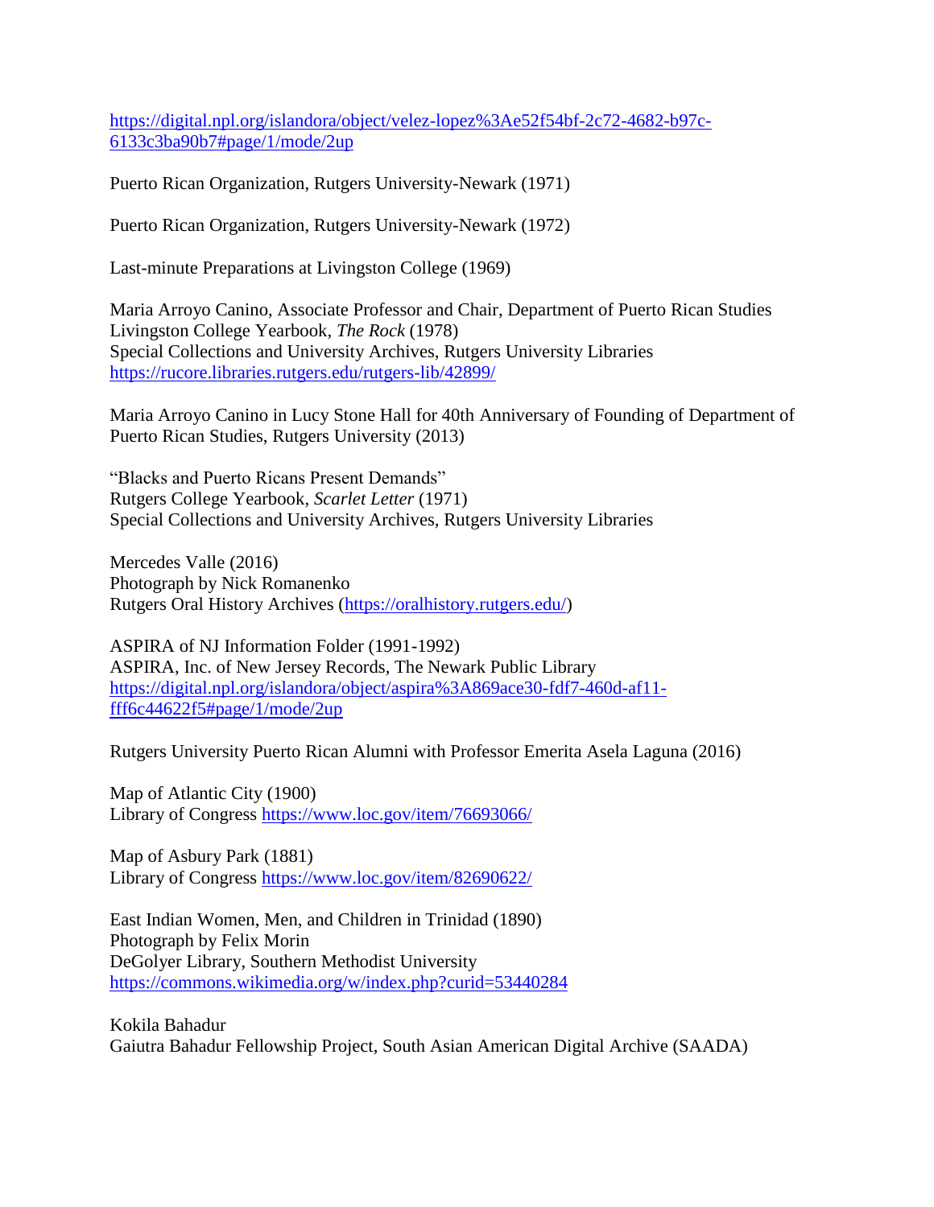[https://digital.npl.org/islandora/object/velez-lopez%3Ae52f54bf-2c72-4682-b97c-6133c3ba90b7#page/1/mode/2up](https://digital.npl.org/islandora/object/velez-lopez%3Ae52f54bf-2c72-4682-b97c-6133c3ba90b7#page/1/mode/2up)

Puerto Rican Organization, Rutgers University-Newark (1971)

Puerto Rican Organization, Rutgers University-Newark (1972)

Last-minute Preparations at Livingston College (1969)

Maria Arroyo Canino, Associate Professor and Chair, Department of Puerto Rican Studies
Livingston College Yearbook, *The Rock* (1978)
Special Collections and University Archives, Rutgers University Libraries
[https://rucore.libraries.rutgers.edu/rutgers-lib/42899/](https://rucore.libraries.rutgers.edu/rutgers-lib/42899/)

Maria Arroyo Canino in Lucy Stone Hall for 40th Anniversary of Founding of Department of Puerto Rican Studies, Rutgers University (2013)

"Blacks and Puerto Ricans Present Demands"
Rutgers College Yearbook, *Scarlet Letter* (1971)
Special Collections and University Archives, Rutgers University Libraries

Mercedes Valle (2016)
Photograph by Nick Romanenko
Rutgers Oral History Archives ([https://oralhistory.rutgers.edu/](https://oralhistory.rutgers.edu/))

ASPIRA of NJ Information Folder (1991-1992)
ASPIRA, Inc. of New Jersey Records, The Newark Public Library
[https://digital.npl.org/islandora/object/aspira%3A869ace30-fdf7-460d-af11-fff6c44622f5#page/1/mode/2up](https://digital.npl.org/islandora/object/aspira%3A869ace30-fdf7-460d-af11-fff6c44622f5#page/1/mode/2up)

Rutgers University Puerto Rican Alumni with Professor Emerita Asela Laguna (2016)

Map of Atlantic City (1900)
Library of Congress [https://www.loc.gov/item/76693066/](https://www.loc.gov/item/76693066/)

Map of Asbury Park (1881)
Library of Congress [https://www.loc.gov/item/82690622/](https://www.loc.gov/item/82690622/)

East Indian Women, Men, and Children in Trinidad (1890)
Photograph by Felix Morin
DeGolyer Library, Southern Methodist University
[https://commons.wikimedia.org/w/index.php?curid=53440284](https://commons.wikimedia.org/w/index.php?curid=53440284)

Kokila Bahadur
Gaiutra Bahadur Fellowship Project, South Asian American Digital Archive (SAADA)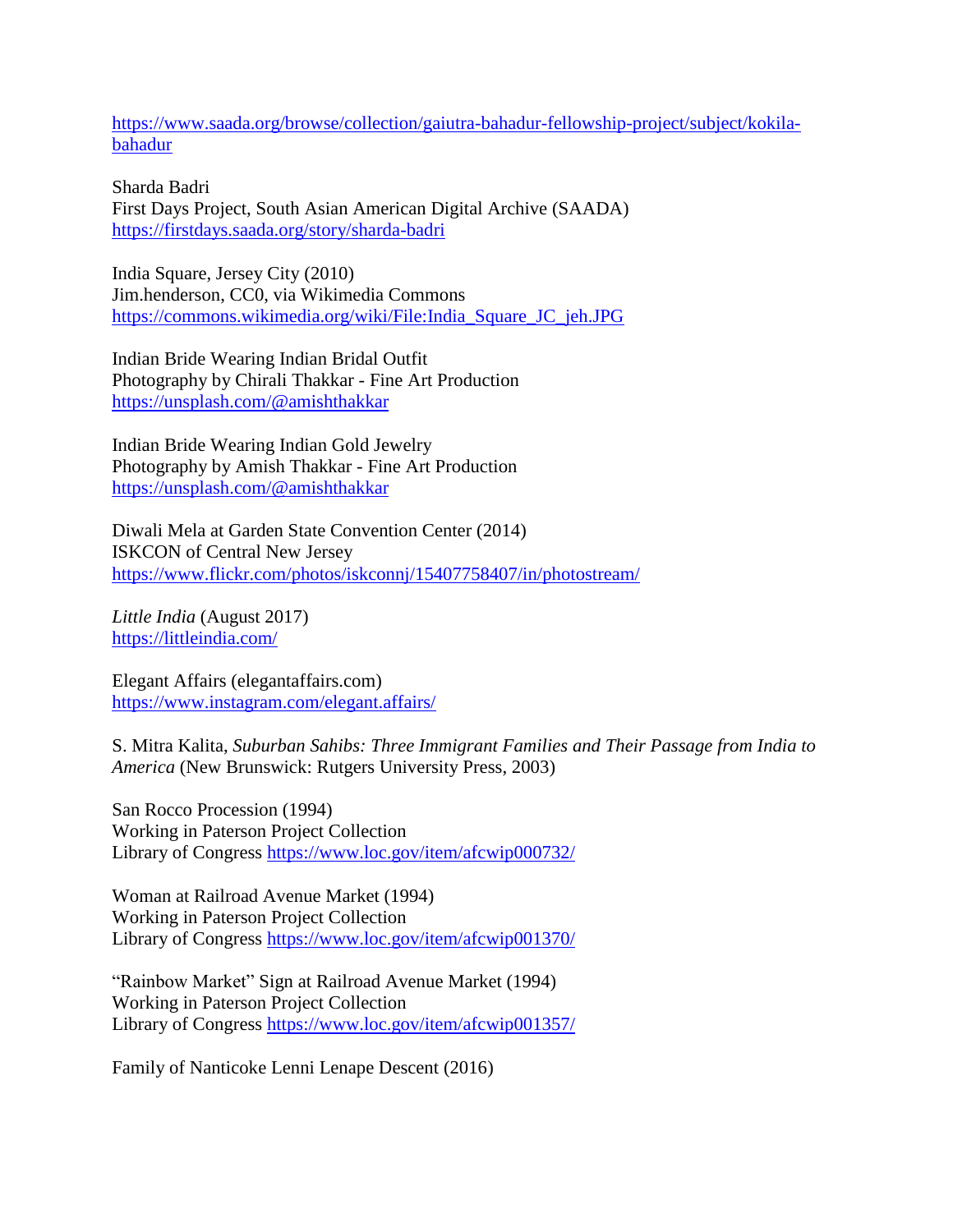https://www.saada.org/browse/collection/gaiutra-bahadur-fellowship-project/subject/kokila-bahadur

Sharda Badri
First Days Project, South Asian American Digital Archive (SAADA)
https://firstdays.saada.org/story/sharda-badri

India Square, Jersey City (2010)
Jim.henderson, CC0, via Wikimedia Commons
https://commons.wikimedia.org/wiki/File:India_Square_JC_jeh.JPG

Indian Bride Wearing Indian Bridal Outfit
Photography by Chirali Thakkar - Fine Art Production
https://unsplash.com/@amishthakkar

Indian Bride Wearing Indian Gold Jewelry
Photography by Amish Thakkar - Fine Art Production
https://unsplash.com/@amishthakkar

Diwali Mela at Garden State Convention Center (2014)
ISKCON of Central New Jersey
https://www.flickr.com/photos/iskconnj/15407758407/in/photostream/

*Little India* (August 2017)
https://littleindia.com/

Elegant Affairs (elegantaffairs.com)
https://www.instagram.com/elegant.affairs/

S. Mitra Kalita, *Suburban Sahibs: Three Immigrant Families and Their Passage from India to America* (New Brunswick: Rutgers University Press, 2003)

San Rocco Procession (1994)
Working in Paterson Project Collection
Library of Congress https://www.loc.gov/item/afcwip000732/

Woman at Railroad Avenue Market (1994)
Working in Paterson Project Collection
Library of Congress https://www.loc.gov/item/afcwip001370/

"Rainbow Market" Sign at Railroad Avenue Market (1994)
Working in Paterson Project Collection
Library of Congress https://www.loc.gov/item/afcwip001357/

Family of Nanticoke Lenni Lenape Descent (2016)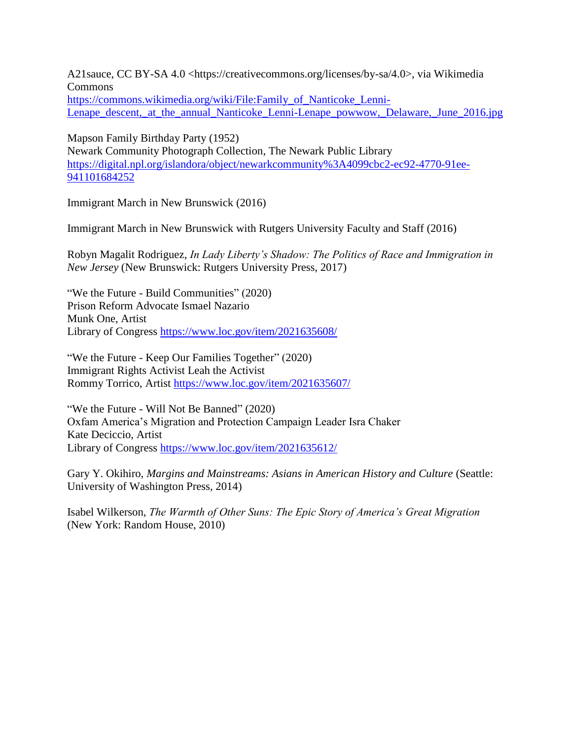A21sauce, CC BY-SA 4.0 <https://creativecommons.org/licenses/by-sa/4.0>, via Wikimedia Commons
https://commons.wikimedia.org/wiki/File:Family_of_Nanticoke_Lenni-Lenape_descent,_at_the_annual_Nanticoke_Lenni-Lenape_powwow,_Delaware,_June_2016.jpg

Mapson Family Birthday Party (1952)
Newark Community Photograph Collection, The Newark Public Library
https://digital.npl.org/islandora/object/newarkcommunity%3A4099cbc2-ec92-4770-91ee-941101684252

Immigrant March in New Brunswick (2016)

Immigrant March in New Brunswick with Rutgers University Faculty and Staff (2016)

Robyn Magalit Rodriguez, *In Lady Liberty's Shadow: The Politics of Race and Immigration in New Jersey* (New Brunswick: Rutgers University Press, 2017)

"We the Future - Build Communities" (2020)
Prison Reform Advocate Ismael Nazario
Munk One, Artist
Library of Congress https://www.loc.gov/item/2021635608/

"We the Future - Keep Our Families Together" (2020)
Immigrant Rights Activist Leah the Activist
Rommy Torrico, Artist https://www.loc.gov/item/2021635607/

"We the Future - Will Not Be Banned" (2020)
Oxfam America's Migration and Protection Campaign Leader Isra Chaker
Kate Deciccio, Artist
Library of Congress https://www.loc.gov/item/2021635612/

Gary Y. Okihiro, *Margins and Mainstreams: Asians in American History and Culture* (Seattle: University of Washington Press, 2014)

Isabel Wilkerson, *The Warmth of Other Suns: The Epic Story of America's Great Migration* (New York: Random House, 2010)